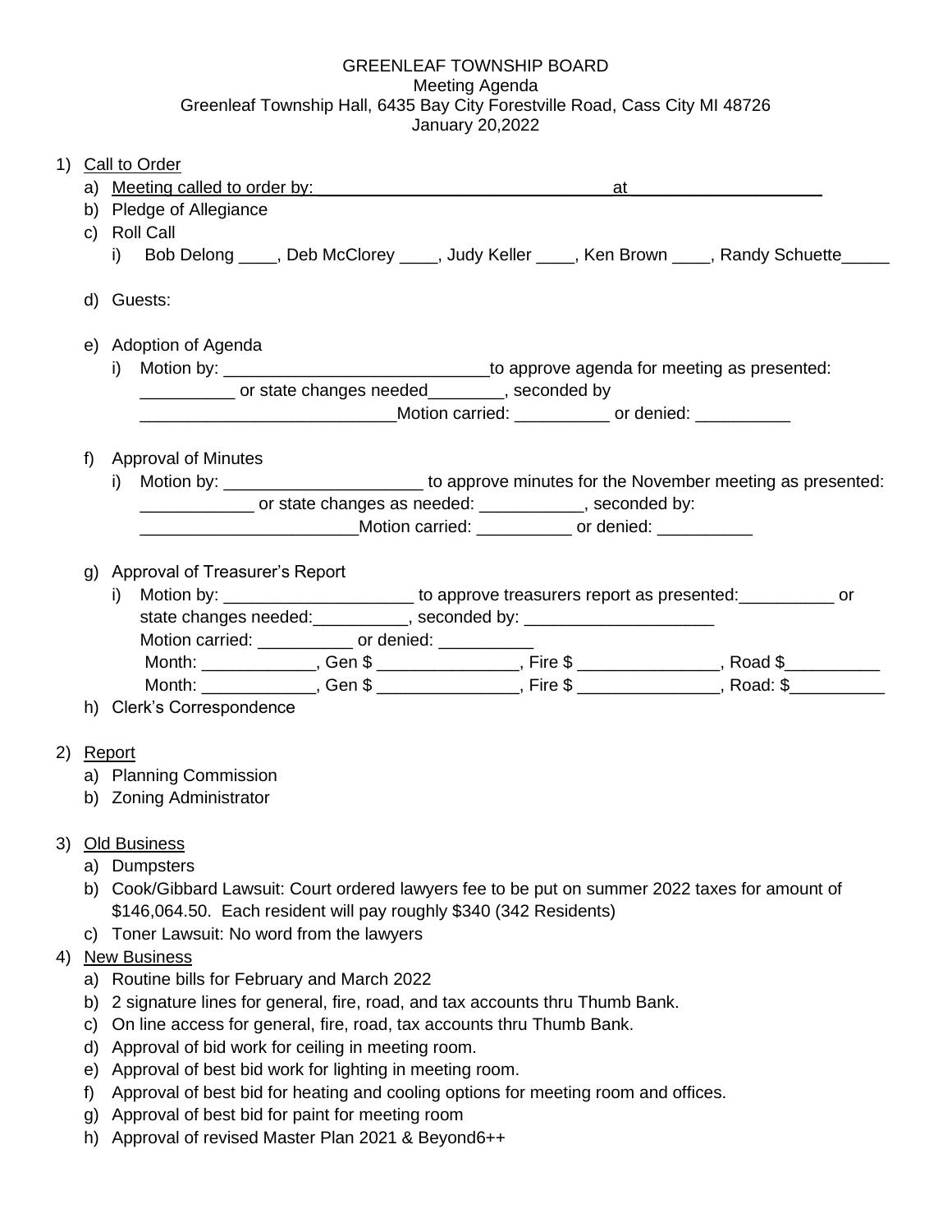GREENLEAF TOWNSHIP BOARD
Meeting Agenda
Greenleaf Township Hall, 6435 Bay City Forestville Road, Cass City MI 48726
January 20,2022

1) Call to Order
   a) Meeting called to order by: ________________________________ at ____________________
   b) Pledge of Allegiance
   c) Roll Call
      i) Bob Delong ____, Deb McClorey ____, Judy Keller ____, Ken Brown ____, Randy Schuette_____
   d) Guests:
   e) Adoption of Agenda
      i) Motion by: ____________________________to approve agenda for meeting as presented: __________ or state changes needed________, seconded by __________________________Motion carried: __________ or denied: __________
   f) Approval of Minutes
      i) Motion by: _____________________ to approve minutes for the November meeting as presented: ____________ or state changes as needed: ___________, seconded by: _______________________Motion carried: __________ or denied: __________
   g) Approval of Treasurer's Report
      i) Motion by: ____________________ to approve treasurers report as presented:__________ or state changes needed:__________, seconded by: ____________________
         Motion carried: __________ or denied: __________
         Month: ____________, Gen $ _______________, Fire $ _______________, Road $__________
         Month: ____________, Gen $ _______________, Fire $ _______________, Road: $__________
   h) Clerk's Correspondence

2) Report
   a) Planning Commission
   b) Zoning Administrator

3) Old Business
   a) Dumpsters
   b) Cook/Gibbard Lawsuit: Court ordered lawyers fee to be put on summer 2022 taxes for amount of $146,064.50. Each resident will pay roughly $340 (342 Residents)
   c) Toner Lawsuit: No word from the lawyers

4) New Business
   a) Routine bills for February and March 2022
   b) 2 signature lines for general, fire, road, and tax accounts thru Thumb Bank.
   c) On line access for general, fire, road, tax accounts thru Thumb Bank.
   d) Approval of bid work for ceiling in meeting room.
   e) Approval of best bid work for lighting in meeting room.
   f) Approval of best bid for heating and cooling options for meeting room and offices.
   g) Approval of best bid for paint for meeting room
   h) Approval of revised Master Plan 2021 & Beyond6++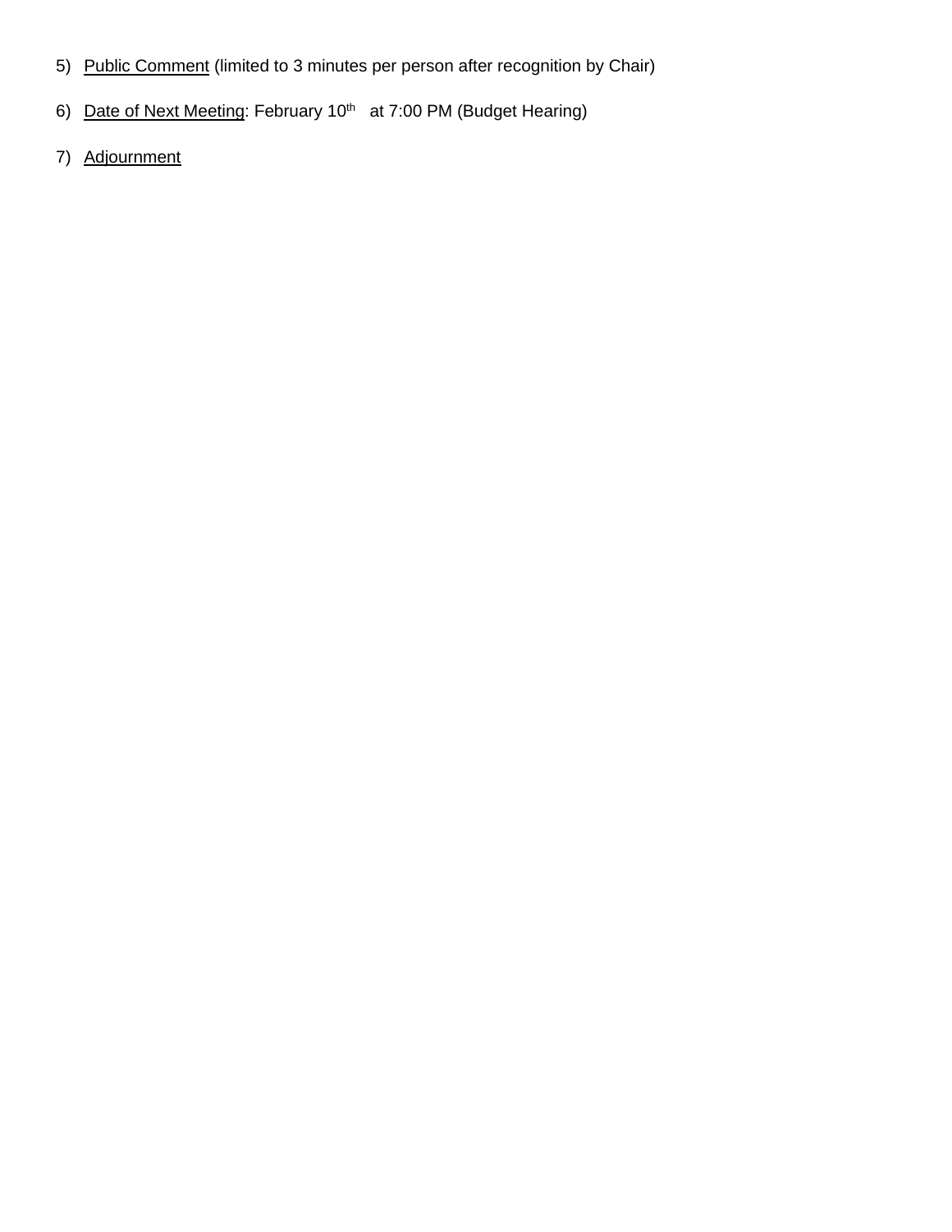5) Public Comment (limited to 3 minutes per person after recognition by Chair)

6) Date of Next Meeting: February 10th at 7:00 PM (Budget Hearing)

7) Adjournment